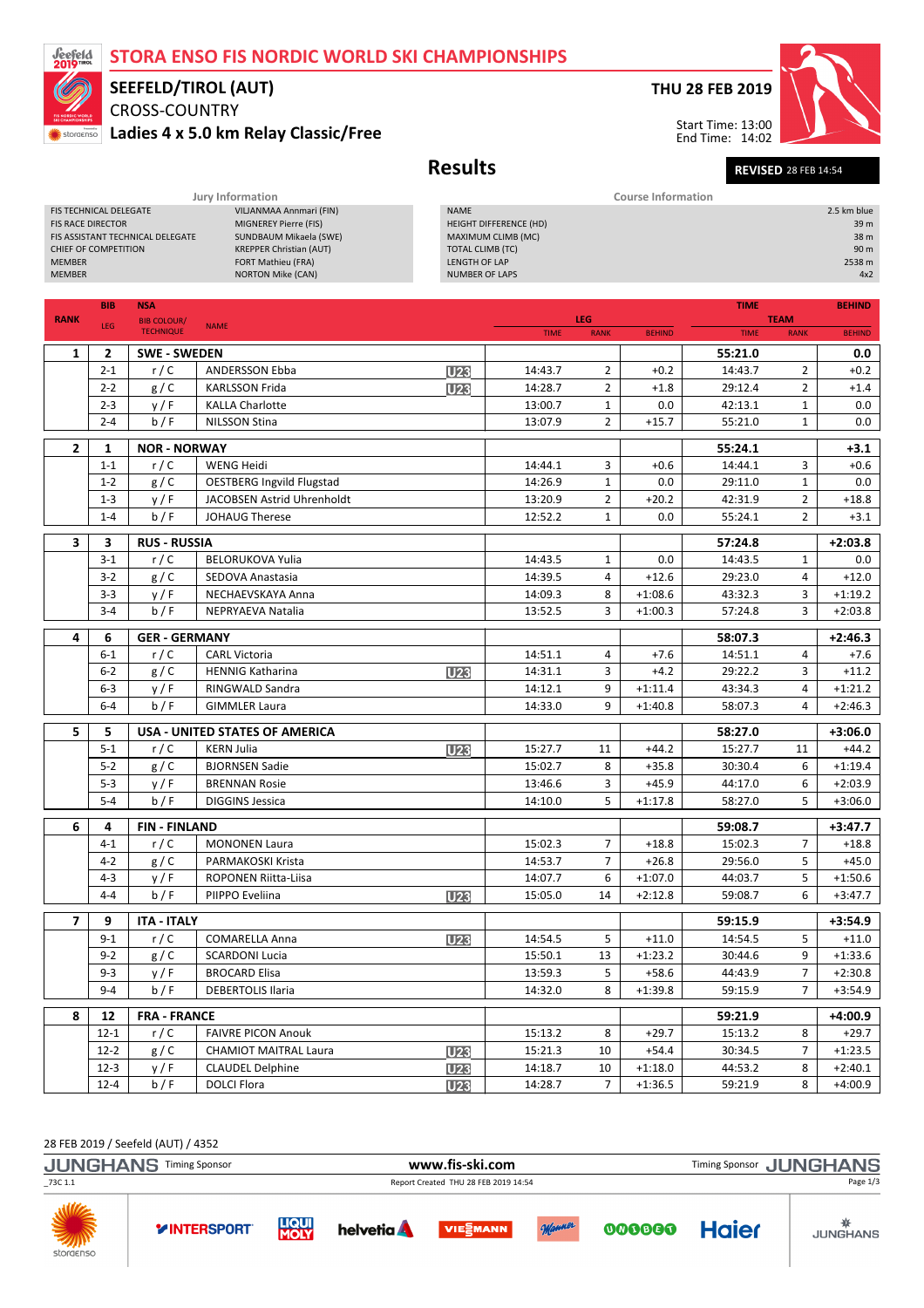# STORA ENSO FIS NORDIC WORLD SKI CHAMPIONSHIPS

## SEEFELD/TIROL (AUT)

CROSS-COUNTRY

**Ladies 4 x 5.0 km Relay Classic/Free**

**THU 28 FEB 2019**

Start Time: 13:00
End Time: 14:02

# Results

**REVISED** 28 FEB 14:54

### Jury Information

| | |
|---|---|
| FIS TECHNICAL DELEGATE | VIIJANMAA Annmari (FIN) |
| FIS RACE DIRECTOR | MIGNEREY Pierre (FIS) |
| FIS ASSISTANT TECHNICAL DELEGATE | SUNDBAUM Mikaela (SWE) |
| CHIEF OF COMPETITION | KREPPER Christian (AUT) |
| MEMBER | FORT Mathieu (FRA) |
| MEMBER | NORTON Mike (CAN) |

### Course Information

| | |
|---|---|
| NAME | 2.5 km blue |
| HEIGHT DIFFERENCE (HD) | 39 m |
| MAXIMUM CLIMB (MC) | 38 m |
| TOTAL CLIMB (TC) | 90 m |
| LENGTH OF LAP | 2538 m |
| NUMBER OF LAPS | 4x2 |

| RANK | BIB / LEG | NSA / BIB COLOUR/ TECHNIQUE | NAME | | LEG TIME | LEG RANK | LEG BEHIND | TEAM TIME | TEAM RANK | TEAM BEHIND |
|---|---|---|---|---|---|---|---|---|---|---|
| **1** | **2** | **SWE - SWEDEN** | | | | | | **55:21.0** | | **0.0** |
| | 2-1 | r / C | ANDERSSON Ebba | U23 | 14:43.7 | 2 | +0.2 | 14:43.7 | 2 | +0.2 |
| | 2-2 | g / C | KARLSSON Frida | U23 | 14:28.7 | 2 | +1.8 | 29:12.4 | 2 | +1.4 |
| | 2-3 | y / F | KALLA Charlotte | | 13:00.7 | 1 | 0.0 | 42:13.1 | 1 | 0.0 |
| | 2-4 | b / F | NILSSON Stina | | 13:07.9 | 2 | +15.7 | 55:21.0 | 1 | 0.0 |
| **2** | **1** | **NOR - NORWAY** | | | | | | **55:24.1** | | **+3.1** |
| | 1-1 | r / C | WENG Heidi | | 14:44.1 | 3 | +0.6 | 14:44.1 | 3 | +0.6 |
| | 1-2 | g / C | OESTBERG Ingvild Flugstad | | 14:26.9 | 1 | 0.0 | 29:11.0 | 1 | 0.0 |
| | 1-3 | y / F | JACOBSEN Astrid Uhrenholdt | | 13:20.9 | 2 | +20.2 | 42:31.9 | 2 | +18.8 |
| | 1-4 | b / F | JOHAUG Therese | | 12:52.2 | 1 | 0.0 | 55:24.1 | 2 | +3.1 |
| **3** | **3** | **RUS - RUSSIA** | | | | | | **57:24.8** | | **+2:03.8** |
| | 3-1 | r / C | BELORUKOVA Yulia | | 14:43.5 | 1 | 0.0 | 14:43.5 | 1 | 0.0 |
| | 3-2 | g / C | SEDOVA Anastasia | | 14:39.5 | 4 | +12.6 | 29:23.0 | 4 | +12.0 |
| | 3-3 | y / F | NECHAEVSKAYA Anna | | 14:09.3 | 8 | +1:08.6 | 43:32.3 | 3 | +1:19.2 |
| | 3-4 | b / F | NEPRYAEVA Natalia | | 13:52.5 | 3 | +1:00.3 | 57:24.8 | 3 | +2:03.8 |
| **4** | **6** | **GER - GERMANY** | | | | | | **58:07.3** | | **+2:46.3** |
| | 6-1 | r / C | CARL Victoria | | 14:51.1 | 4 | +7.6 | 14:51.1 | 4 | +7.6 |
| | 6-2 | g / C | HENNIG Katharina | U23 | 14:31.1 | 3 | +4.2 | 29:22.2 | 3 | +11.2 |
| | 6-3 | y / F | RINGWALD Sandra | | 14:12.1 | 9 | +1:11.4 | 43:34.3 | 4 | +1:21.2 |
| | 6-4 | b / F | GIMMLER Laura | | 14:33.0 | 9 | +1:40.8 | 58:07.3 | 4 | +2:46.3 |
| **5** | **5** | **USA - UNITED STATES OF AMERICA** | | | | | | **58:27.0** | | **+3:06.0** |
| | 5-1 | r / C | KERN Julia | U23 | 15:27.7 | 11 | +44.2 | 15:27.7 | 11 | +44.2 |
| | 5-2 | g / C | BJORNSEN Sadie | | 15:02.7 | 8 | +35.8 | 30:30.4 | 6 | +1:19.4 |
| | 5-3 | y / F | BRENNAN Rosie | | 13:46.6 | 3 | +45.9 | 44:17.0 | 6 | +2:03.9 |
| | 5-4 | b / F | DIGGINS Jessica | | 14:10.0 | 5 | +1:17.8 | 58:27.0 | 5 | +3:06.0 |
| **6** | **4** | **FIN - FINLAND** | | | | | | **59:08.7** | | **+3:47.7** |
| | 4-1 | r / C | MONONEN Laura | | 15:02.3 | 7 | +18.8 | 15:02.3 | 7 | +18.8 |
| | 4-2 | g / C | PARMAKOSKI Krista | | 14:53.7 | 7 | +26.8 | 29:56.0 | 5 | +45.0 |
| | 4-3 | y / F | ROPONEN Riitta-Liisa | | 14:07.7 | 6 | +1:07.0 | 44:03.7 | 5 | +1:50.6 |
| | 4-4 | b / F | PIIPPO Eveliina | U23 | 15:05.0 | 14 | +2:12.8 | 59:08.7 | 6 | +3:47.7 |
| **7** | **9** | **ITA - ITALY** | | | | | | **59:15.9** | | **+3:54.9** |
| | 9-1 | r / C | COMARELLA Anna | U23 | 14:54.5 | 5 | +11.0 | 14:54.5 | 5 | +11.0 |
| | 9-2 | g / C | SCARDONI Lucia | | 15:50.1 | 13 | +1:23.2 | 30:44.6 | 9 | +1:33.6 |
| | 9-3 | y / F | BROCARD Elisa | | 13:59.3 | 5 | +58.6 | 44:43.9 | 7 | +2:30.8 |
| | 9-4 | b / F | DEBERTOLIS Ilaria | | 14:32.0 | 8 | +1:39.8 | 59:15.9 | 7 | +3:54.9 |
| **8** | **12** | **FRA - FRANCE** | | | | | | **59:21.9** | | **+4:00.9** |
| | 12-1 | r / C | FAIVRE PICON Anouk | | 15:13.2 | 8 | +29.7 | 15:13.2 | 8 | +29.7 |
| | 12-2 | g / C | CHAMIOT MAITRAL Laura | U23 | 15:21.3 | 10 | +54.4 | 30:34.5 | 7 | +1:23.5 |
| | 12-3 | y / F | CLAUDEL Delphine | U23 | 14:18.7 | 10 | +1:18.0 | 44:53.2 | 8 | +2:40.1 |
| | 12-4 | b / F | DOLCI Flora | U23 | 14:28.7 | 7 | +1:36.5 | 59:21.9 | 8 | +4:00.9 |

28 FEB 2019 / Seefeld (AUT) / 4352

JUNGHANS Timing Sponsor — www.fis-ski.com — Timing Sponsor JUNGHANS

_73C 1.1 — Report Created THU 28 FEB 2019 14:54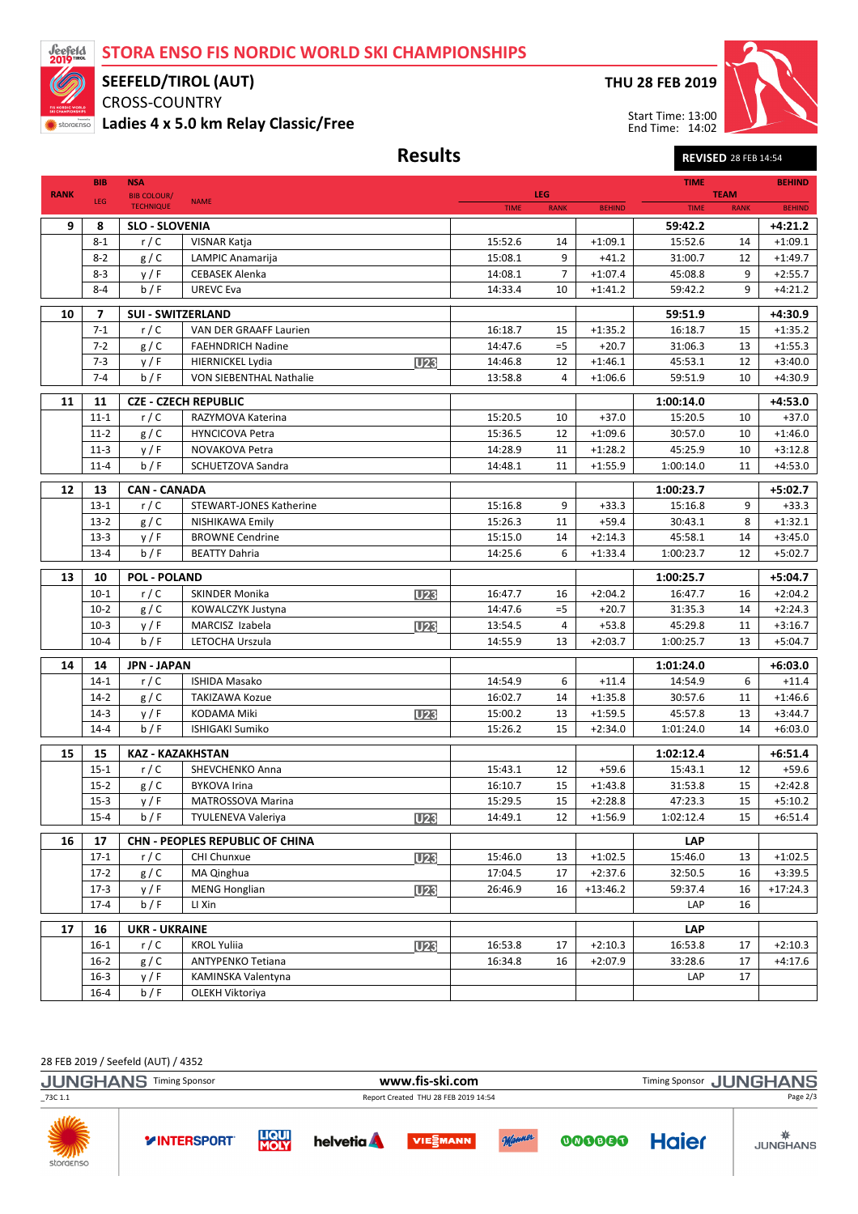# STORA ENSO FIS NORDIC WORLD SKI CHAMPIONSHIPS

**SEEFELD/TIROL (AUT)**

CROSS-COUNTRY

**Ladies 4 x 5.0 km Relay Classic/Free**

**THU 28 FEB 2019**

Start Time: 13:00
End Time: 14:02

## Results

**REVISED** 28 FEB 14:54

| RANK | BIB / LEG | NSA / BIB COLOUR/ TECHNIQUE | NAME | | LEG TIME | LEG RANK | LEG BEHIND | TEAM TIME | TEAM RANK | BEHIND |
|---|---|---|---|---|---|---|---|---|---|---|
| **9** | **8** | **SLO - SLOVENIA** | | | | | | **59:42.2** | | **+4:21.2** |
| | 8-1 | r / C | VISNAR Katja | | 15:52.6 | 14 | +1:09.1 | 15:52.6 | 14 | +1:09.1 |
| | 8-2 | g / C | LAMPIC Anamarija | | 15:08.1 | 9 | +41.2 | 31:00.7 | 12 | +1:49.7 |
| | 8-3 | y / F | CEBASEK Alenka | | 14:08.1 | 7 | +1:07.4 | 45:08.8 | 9 | +2:55.7 |
| | 8-4 | b / F | UREVC Eva | | 14:33.4 | 10 | +1:41.2 | 59:42.2 | 9 | +4:21.2 |
| **10** | **7** | **SUI - SWITZERLAND** | | | | | | **59:51.9** | | **+4:30.9** |
| | 7-1 | r / C | VAN DER GRAAFF Laurien | | 16:18.7 | 15 | +1:35.2 | 16:18.7 | 15 | +1:35.2 |
| | 7-2 | g / C | FAEHNDRICH Nadine | | 14:47.6 | =5 | +20.7 | 31:06.3 | 13 | +1:55.3 |
| | 7-3 | y / F | HIERNICKEL Lydia | U23 | 14:46.8 | 12 | +1:46.1 | 45:53.1 | 12 | +3:40.0 |
| | 7-4 | b / F | VON SIEBENTHAL Nathalie | | 13:58.8 | 4 | +1:06.6 | 59:51.9 | 10 | +4:30.9 |
| **11** | **11** | **CZE - CZECH REPUBLIC** | | | | | | **1:00:14.0** | | **+4:53.0** |
| | 11-1 | r / C | RAZYMOVA Katerina | | 15:20.5 | 10 | +37.0 | 15:20.5 | 10 | +37.0 |
| | 11-2 | g / C | HYNCICOVA Petra | | 15:36.5 | 12 | +1:09.6 | 30:57.0 | 10 | +1:46.0 |
| | 11-3 | y / F | NOVAKOVA Petra | | 14:28.9 | 11 | +1:28.2 | 45:25.9 | 10 | +3:12.8 |
| | 11-4 | b / F | SCHUETZOVA Sandra | | 14:48.1 | 11 | +1:55.9 | 1:00:14.0 | 11 | +4:53.0 |
| **12** | **13** | **CAN - CANADA** | | | | | | **1:00:23.7** | | **+5:02.7** |
| | 13-1 | r / C | STEWART-JONES Katherine | | 15:16.8 | 9 | +33.3 | 15:16.8 | 9 | +33.3 |
| | 13-2 | g / C | NISHIKAWA Emily | | 15:26.3 | 11 | +59.4 | 30:43.1 | 8 | +1:32.1 |
| | 13-3 | y / F | BROWNE Cendrine | | 15:15.0 | 14 | +2:14.3 | 45:58.1 | 14 | +3:45.0 |
| | 13-4 | b / F | BEATTY Dahria | | 14:25.6 | 6 | +1:33.4 | 1:00:23.7 | 12 | +5:02.7 |
| **13** | **10** | **POL - POLAND** | | | | | | **1:00:25.7** | | **+5:04.7** |
| | 10-1 | r / C | SKINDER Monika | U23 | 16:47.7 | 16 | +2:04.2 | 16:47.7 | 16 | +2:04.2 |
| | 10-2 | g / C | KOWALCZYK Justyna | | 14:47.6 | =5 | +20.7 | 31:35.3 | 14 | +2:24.3 |
| | 10-3 | y / F | MARCISZ Izabela | U23 | 13:54.5 | 4 | +53.8 | 45:29.8 | 11 | +3:16.7 |
| | 10-4 | b / F | LETOCHA Urszula | | 14:55.9 | 13 | +2:03.7 | 1:00:25.7 | 13 | +5:04.7 |
| **14** | **14** | **JPN - JAPAN** | | | | | | **1:01:24.0** | | **+6:03.0** |
| | 14-1 | r / C | ISHIDA Masako | | 14:54.9 | 6 | +11.4 | 14:54.9 | 6 | +11.4 |
| | 14-2 | g / C | TAKIZAWA Kozue | | 16:02.7 | 14 | +1:35.8 | 30:57.6 | 11 | +1:46.6 |
| | 14-3 | y / F | KODAMA Miki | U23 | 15:00.2 | 13 | +1:59.5 | 45:57.8 | 13 | +3:44.7 |
| | 14-4 | b / F | ISHIGAKI Sumiko | | 15:26.2 | 15 | +2:34.0 | 1:01:24.0 | 14 | +6:03.0 |
| **15** | **15** | **KAZ - KAZAKHSTAN** | | | | | | **1:02:12.4** | | **+6:51.4** |
| | 15-1 | r / C | SHEVCHENKO Anna | | 15:43.1 | 12 | +59.6 | 15:43.1 | 12 | +59.6 |
| | 15-2 | g / C | BYKOVA Irina | | 16:10.7 | 15 | +1:43.8 | 31:53.8 | 15 | +2:42.8 |
| | 15-3 | y / F | MATROSSOVA Marina | | 15:29.5 | 15 | +2:28.8 | 47:23.3 | 15 | +5:10.2 |
| | 15-4 | b / F | TYULENEVA Valeriya | U23 | 14:49.1 | 12 | +1:56.9 | 1:02:12.4 | 15 | +6:51.4 |
| **16** | **17** | **CHN - PEOPLES REPUBLIC OF CHINA** | | | | | | **LAP** | | |
| | 17-1 | r / C | CHI Chunxue | U23 | 15:46.0 | 13 | +1:02.5 | 15:46.0 | 13 | +1:02.5 |
| | 17-2 | g / C | MA Qinghua | | 17:04.5 | 17 | +2:37.6 | 32:50.5 | 16 | +3:39.5 |
| | 17-3 | y / F | MENG Honglian | U23 | 26:46.9 | 16 | +13:46.2 | 59:37.4 | 16 | +17:24.3 |
| | 17-4 | b / F | LI Xin | | | | | LAP | 16 | |
| **17** | **16** | **UKR - UKRAINE** | | | | | | **LAP** | | |
| | 16-1 | r / C | KROL Yuliia | U23 | 16:53.8 | 17 | +2:10.3 | 16:53.8 | 17 | +2:10.3 |
| | 16-2 | g / C | ANTYPENKO Tetiana | | 16:34.8 | 16 | +2:07.9 | 33:28.6 | 17 | +4:17.6 |
| | 16-3 | y / F | KAMINSKA Valentyna | | | | | LAP | 17 | |
| | 16-4 | b / F | OLEKH Viktoriya | | | | | | | |

28 FEB 2019 / Seefeld (AUT) / 4352

JUNGHANS Timing Sponsor — www.fis-ski.com — Timing Sponsor JUNGHANS

_73C 1.1 — Report Created THU 28 FEB 2019 14:54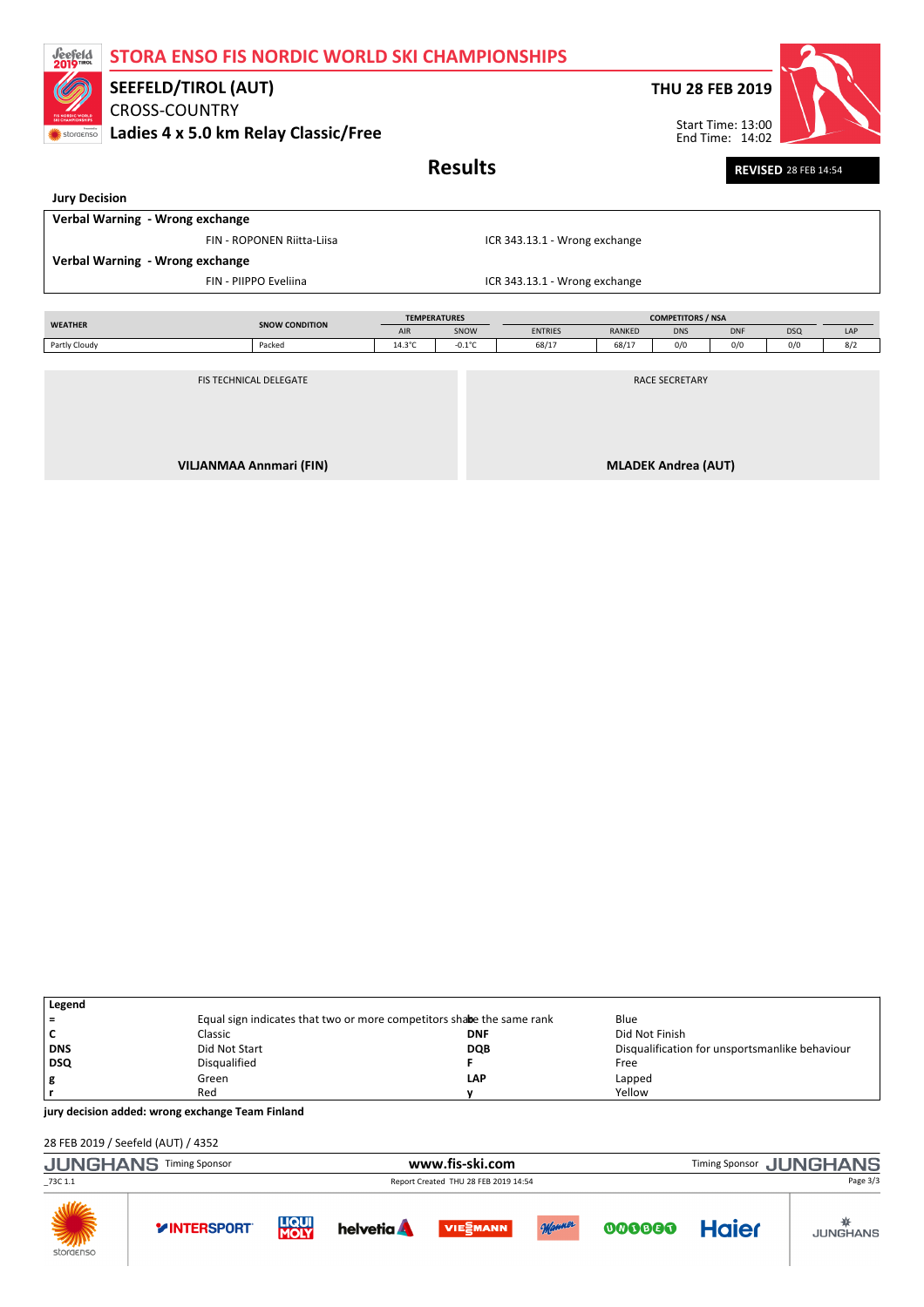# STORA ENSO FIS NORDIC WORLD SKI CHAMPIONSHIPS

## SEEFELD/TIROL (AUT)

CROSS-COUNTRY

**Ladies 4 x 5.0 km Relay Classic/Free**

**THU 28 FEB 2019**

Start Time: 13:00
End Time: 14:02

## Results

**REVISED** 28 FEB 14:54

**Jury Decision**

| | |
|---|---|
| **Verbal Warning - Wrong exchange** | |
| FIN - ROPONEN Riitta-Liisa | ICR 343.13.1 - Wrong exchange |
| **Verbal Warning - Wrong exchange** | |
| FIN - PIIPPO Eveliina | ICR 343.13.1 - Wrong exchange |

| WEATHER | SNOW CONDITION | TEMPERATURES | | COMPETITORS / NSA | | | | | |
|---|---|---|---|---|---|---|---|---|---|
| | | AIR | SNOW | ENTRIES | RANKED | DNS | DNF | DSQ | LAP |
| Partly Cloudy | Packed | 14.3°C | -0.1°C | 68/17 | 68/17 | 0/0 | 0/0 | 0/0 | 8/2 |

| FIS TECHNICAL DELEGATE | RACE SECRETARY |
|---|---|
| **VILJANMAA Annmari (FIN)** | **MLADEK Andrea (AUT)** |

**Legend**

| | | | |
|---|---|---|---|
| = | Equal sign indicates that two or more competitors share the same rank | b | Blue |
| C | Classic | DNF | Did Not Finish |
| DNS | Did Not Start | DQB | Disqualification for unsportsmanlike behaviour |
| DSQ | Disqualified | F | Free |
| g | Green | LAP | Lapped |
| r | Red | y | Yellow |

**jury decision added: wrong exchange Team Finland**

28 FEB 2019 / Seefeld (AUT) / 4352

www.fis-ski.com

_73C 1.1

Report Created THU 28 FEB 2019 14:54